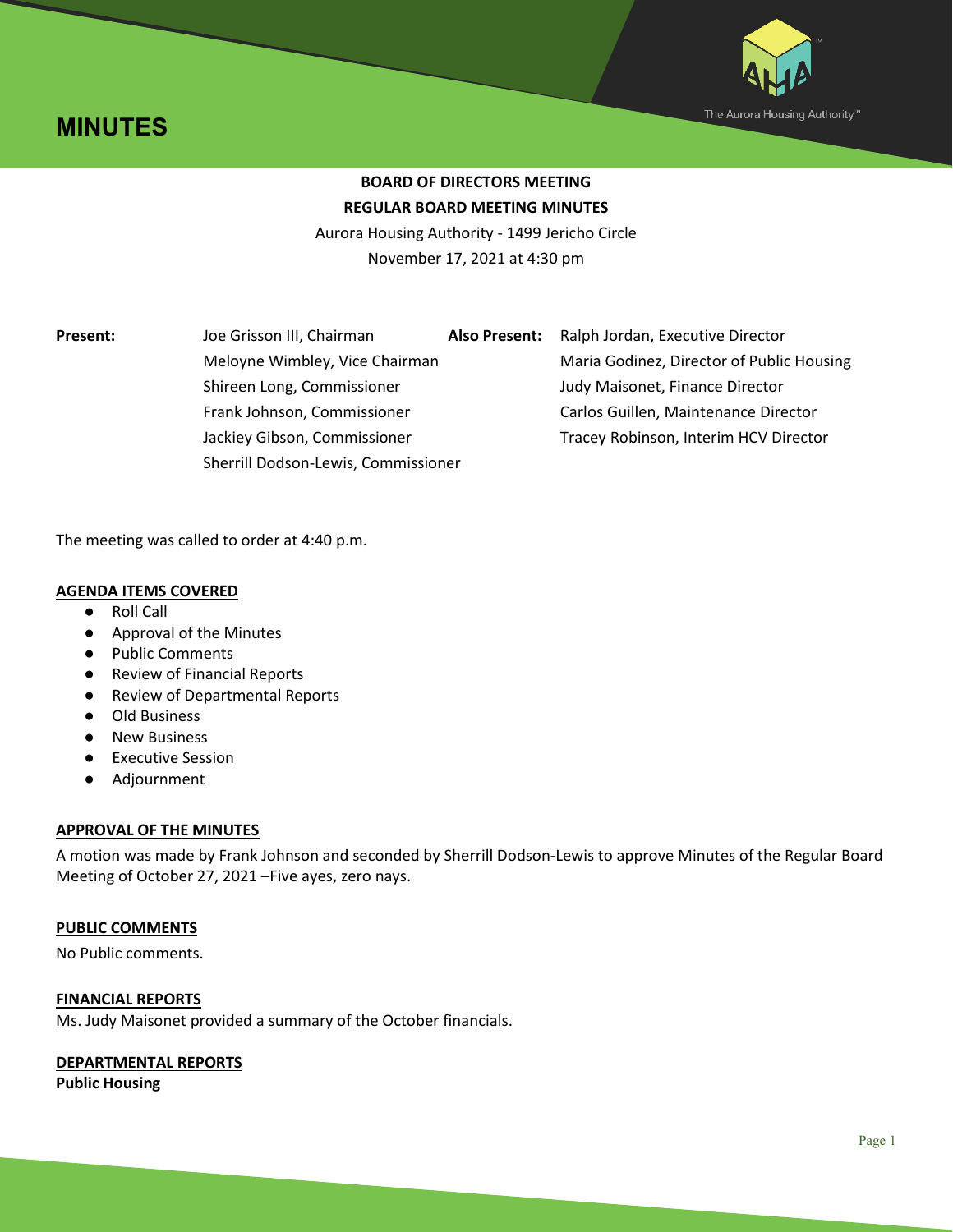# MINUTES

The Aurora Housing Authority™

**BOARD OF DIRECTORS MEETING**
**REGULAR BOARD MEETING MINUTES**
Aurora Housing Authority - 1499 Jericho Circle
November 17, 2021 at 4:30 pm

| **Present:** | | **Also Present:** | |
|---|---|---|---|
| | Joe Grisson III, Chairman | | Ralph Jordan, Executive Director |
| | Meloyne Wimbley, Vice Chairman | | Maria Godinez, Director of Public Housing |
| | Shireen Long, Commissioner | | Judy Maisonet, Finance Director |
| | Frank Johnson, Commissioner | | Carlos Guillen, Maintenance Director |
| | Jackiey Gibson, Commissioner | | Tracey Robinson, Interim HCV Director |
| | Sherrill Dodson-Lewis, Commissioner | | |

The meeting was called to order at 4:40 p.m.

**AGENDA ITEMS COVERED**

- Roll Call
- Approval of the Minutes
- Public Comments
- Review of Financial Reports
- Review of Departmental Reports
- Old Business
- New Business
- Executive Session
- Adjournment

**APPROVAL OF THE MINUTES**

A motion was made by Frank Johnson and seconded by Sherrill Dodson-Lewis to approve Minutes of the Regular Board Meeting of October 27, 2021 –Five ayes, zero nays.

**PUBLIC COMMENTS**

No Public comments.

**FINANCIAL REPORTS**

Ms. Judy Maisonet provided a summary of the October financials.

**DEPARTMENTAL REPORTS**

**Public Housing**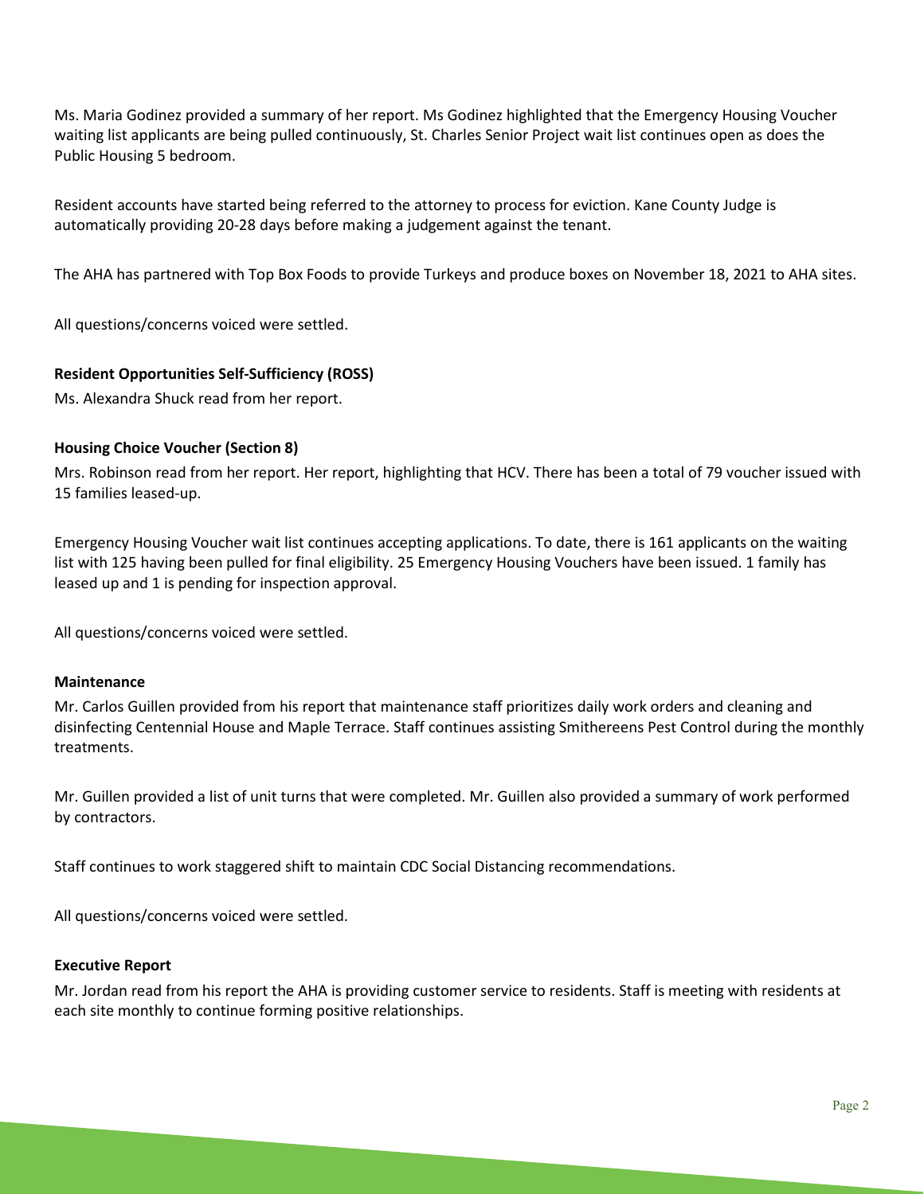Ms. Maria Godinez provided a summary of her report. Ms Godinez highlighted that the Emergency Housing Voucher waiting list applicants are being pulled continuously, St. Charles Senior Project wait list continues open as does the Public Housing 5 bedroom.

Resident accounts have started being referred to the attorney to process for eviction. Kane County Judge is automatically providing 20-28 days before making a judgement against the tenant.

The AHA has partnered with Top Box Foods to provide Turkeys and produce boxes on November 18, 2021 to AHA sites.

All questions/concerns voiced were settled.

**Resident Opportunities Self-Sufficiency (ROSS)**

Ms. Alexandra Shuck read from her report.

**Housing Choice Voucher (Section 8)**

Mrs. Robinson read from her report. Her report, highlighting that HCV. There has been a total of 79 voucher issued with 15 families leased-up.

Emergency Housing Voucher wait list continues accepting applications. To date, there is 161 applicants on the waiting list with 125 having been pulled for final eligibility. 25 Emergency Housing Vouchers have been issued. 1 family has leased up and 1 is pending for inspection approval.

All questions/concerns voiced were settled.

**Maintenance**

Mr. Carlos Guillen provided from his report that maintenance staff prioritizes daily work orders and cleaning and disinfecting Centennial House and Maple Terrace. Staff continues assisting Smithereens Pest Control during the monthly treatments.

Mr. Guillen provided a list of unit turns that were completed. Mr. Guillen also provided a summary of work performed by contractors.

Staff continues to work staggered shift to maintain CDC Social Distancing recommendations.

All questions/concerns voiced were settled.

**Executive Report**

Mr. Jordan read from his report the AHA is providing customer service to residents. Staff is meeting with residents at each site monthly to continue forming positive relationships.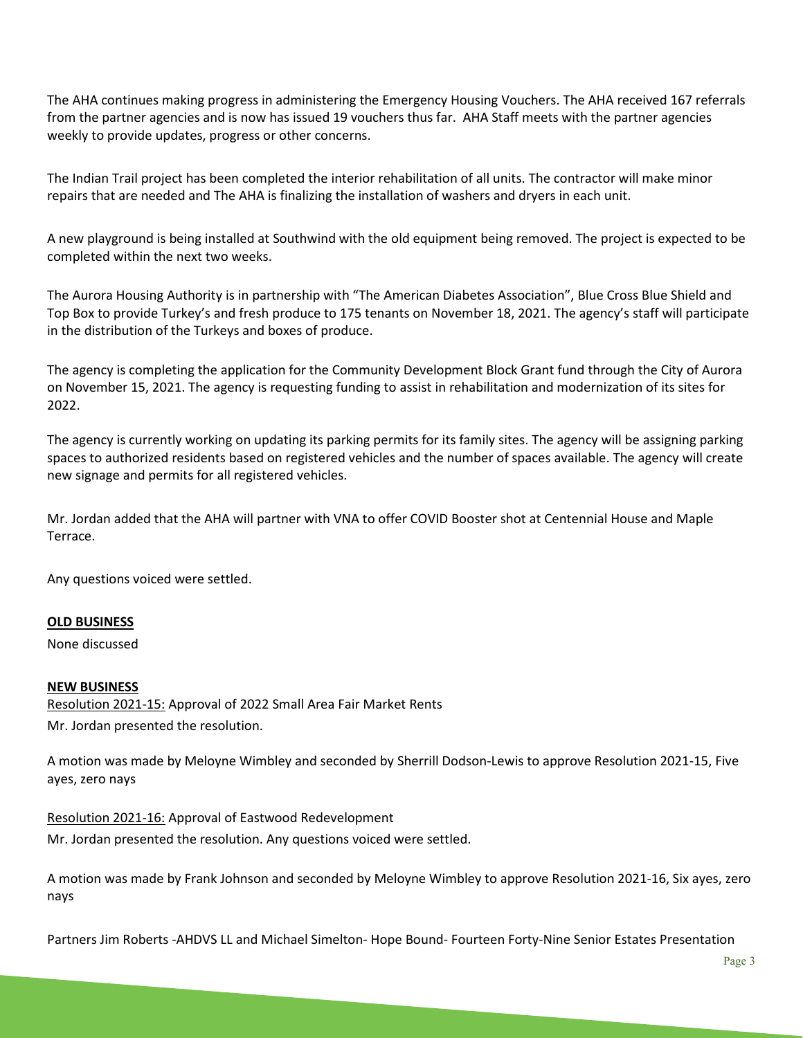The AHA continues making progress in administering the Emergency Housing Vouchers. The AHA received 167 referrals from the partner agencies and is now has issued 19 vouchers thus far. AHA Staff meets with the partner agencies weekly to provide updates, progress or other concerns.

The Indian Trail project has been completed the interior rehabilitation of all units. The contractor will make minor repairs that are needed and The AHA is finalizing the installation of washers and dryers in each unit.

A new playground is being installed at Southwind with the old equipment being removed. The project is expected to be completed within the next two weeks.

The Aurora Housing Authority is in partnership with "The American Diabetes Association", Blue Cross Blue Shield and Top Box to provide Turkey's and fresh produce to 175 tenants on November 18, 2021. The agency's staff will participate in the distribution of the Turkeys and boxes of produce.

The agency is completing the application for the Community Development Block Grant fund through the City of Aurora on November 15, 2021. The agency is requesting funding to assist in rehabilitation and modernization of its sites for 2022.

The agency is currently working on updating its parking permits for its family sites. The agency will be assigning parking spaces to authorized residents based on registered vehicles and the number of spaces available. The agency will create new signage and permits for all registered vehicles.

Mr. Jordan added that the AHA will partner with VNA to offer COVID Booster shot at Centennial House and Maple Terrace.

Any questions voiced were settled.

**OLD BUSINESS**

None discussed

**NEW BUSINESS**

Resolution 2021-15: Approval of 2022 Small Area Fair Market Rents

Mr. Jordan presented the resolution.

A motion was made by Meloyne Wimbley and seconded by Sherrill Dodson-Lewis to approve Resolution 2021-15, Five ayes, zero nays

Resolution 2021-16: Approval of Eastwood Redevelopment

Mr. Jordan presented the resolution. Any questions voiced were settled.

A motion was made by Frank Johnson and seconded by Meloyne Wimbley to approve Resolution 2021-16, Six ayes, zero nays

Partners Jim Roberts -AHDVS LL and Michael Simelton- Hope Bound- Fourteen Forty-Nine Senior Estates Presentation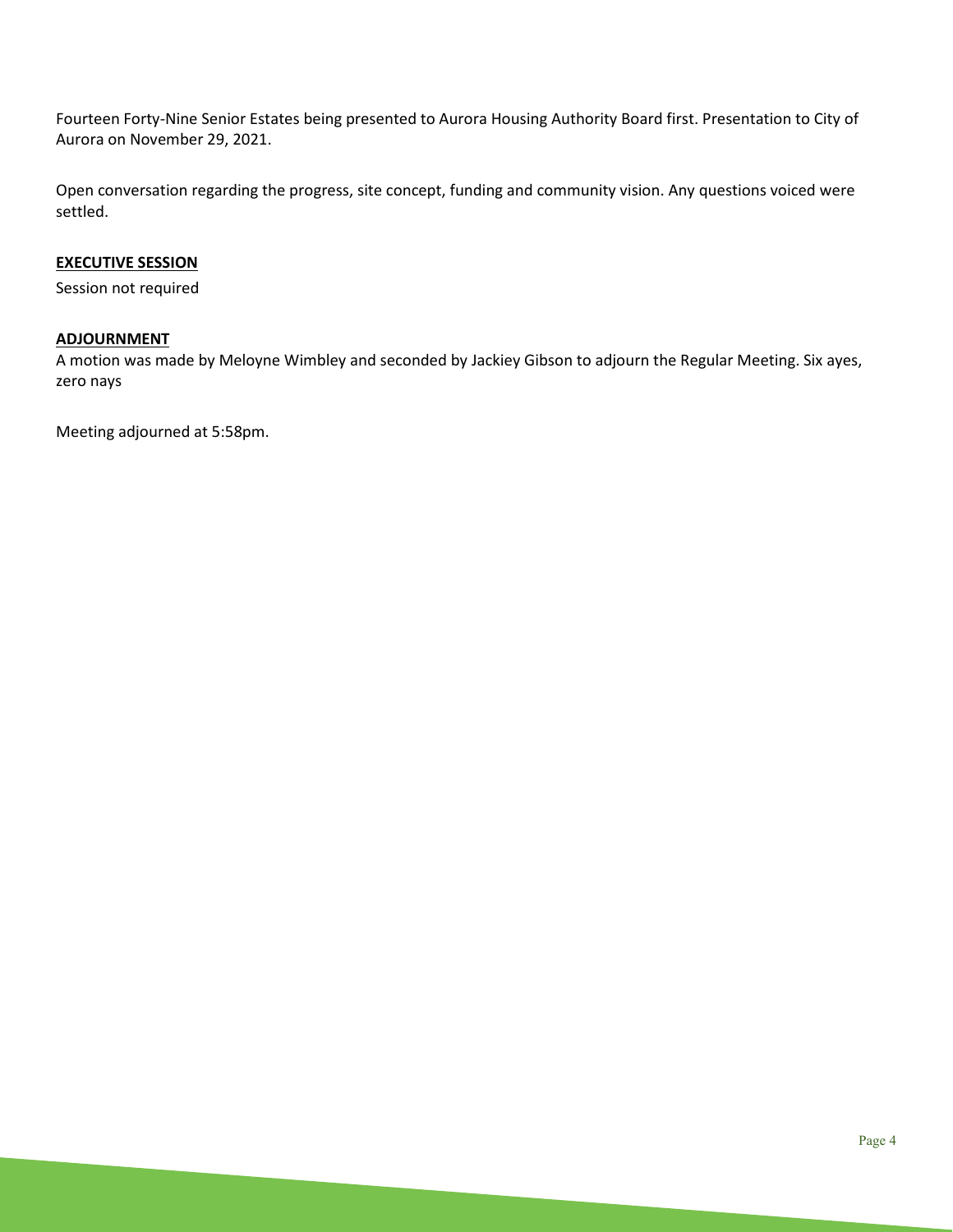Fourteen Forty-Nine Senior Estates being presented to Aurora Housing Authority Board first. Presentation to City of Aurora on November 29, 2021.

Open conversation regarding the progress, site concept, funding and community vision. Any questions voiced were settled.

**EXECUTIVE SESSION**

Session not required

**ADJOURNMENT**

A motion was made by Meloyne Wimbley and seconded by Jackiey Gibson to adjourn the Regular Meeting. Six ayes, zero nays

Meeting adjourned at 5:58pm.